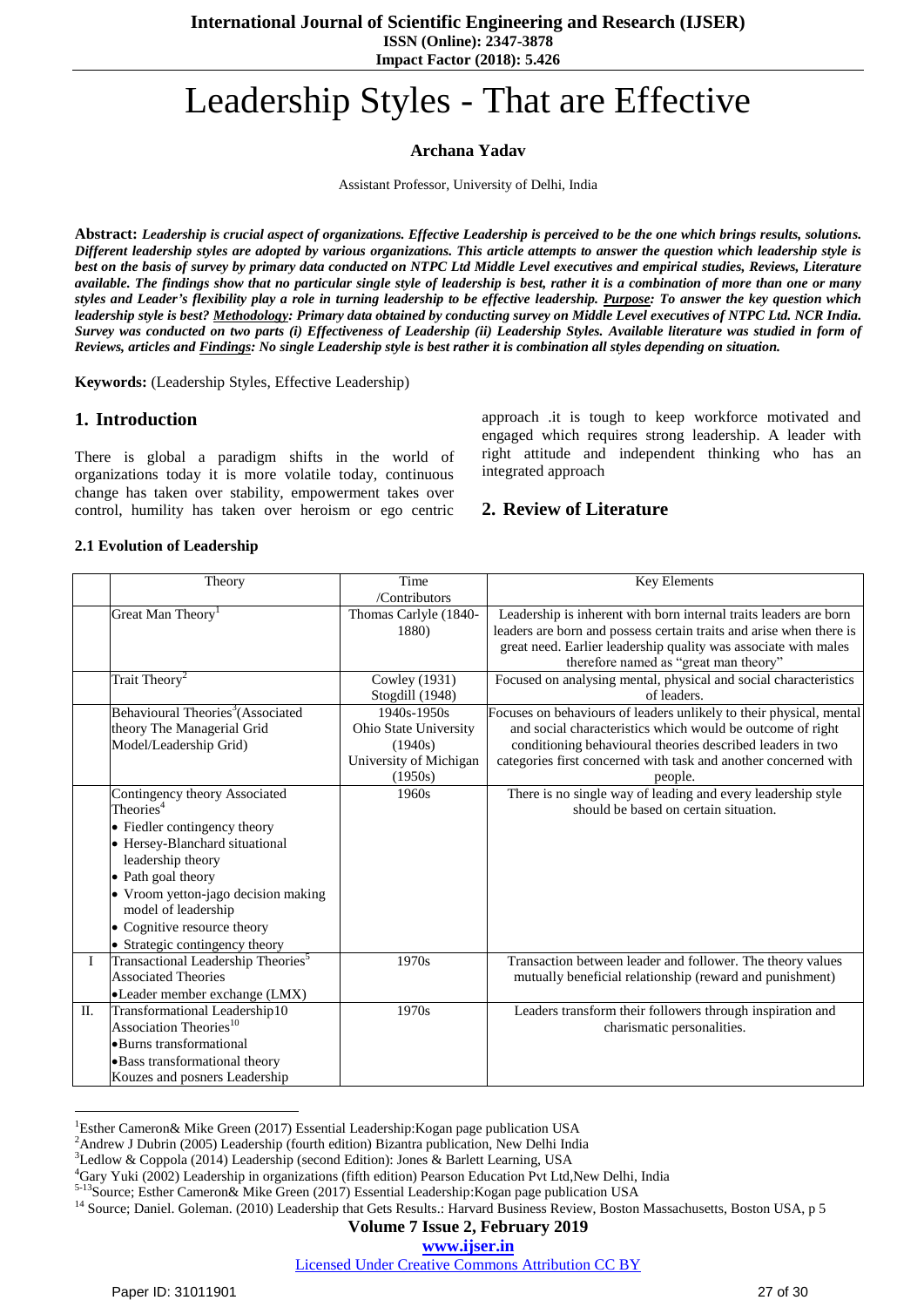# Leadership Styles - That are Effective

**Archana Yadav**

Assistant Professor, University of Delhi, India

**Abstract:** ***Leadership is crucial aspect of organizations. Effective Leadership is perceived to be the one which brings results, solutions. Different leadership styles are adopted by various organizations. This article attempts to answer the question which leadership style is best on the basis of survey by primary data conducted on NTPC Ltd Middle Level executives and empirical studies, Reviews, Literature available. The findings show that no particular single style of leadership is best, rather it is a combination of more than one or many styles and Leader's flexibility play a role in turning leadership to be effective leadership. Purpose: To answer the key question which leadership style is best? Methodology: Primary data obtained by conducting survey on Middle Level executives of NTPC Ltd. NCR India. Survey was conducted on two parts (i) Effectiveness of Leadership (ii) Leadership Styles. Available literature was studied in form of Reviews, articles and Findings: No single Leadership style is best rather it is combination all styles depending on situation.***

**Keywords:** (Leadership Styles, Effective Leadership)

## 1. Introduction

There is global a paradigm shifts in the world of organizations today it is more volatile today, continuous change has taken over stability, empowerment taken over control, humility has taken over heroism or ego centric approach .it is tough to keep workforce motivated and engaged which requires strong leadership. A leader with right attitude and independent thinking who has an integrated approach

## 2. Review of Literature

### 2.1 Evolution of Leadership

| | Theory | Time /Contributors | Key Elements |
|---|---|---|---|
| | Great Man Theory[1] | Thomas Carlyle (1840-1880) | Leadership is inherent with born internal traits leaders are born leaders are born and possess certain traits and arise when there is great need. Earlier leadership quality was associate with males therefore named as "great man theory" |
| | Trait Theory[2] | Cowley (1931) Stogdill (1948) | Focused on analysing mental, physical and social characteristics of leaders. |
| | Behavioural Theories[3](Associated theory The Managerial Grid Model/Leadership Grid) | 1940s-1950s Ohio State University (1940s) University of Michigan (1950s) | Focuses on behaviours of leaders unlikely to their physical, mental and social characteristics which would be outcome of right conditioning behavioural theories described leaders in two categories first concerned with task and another concerned with people. |
| | Contingency theory Associated Theories[4] • Fiedler contingency theory • Hersey-Blanchard situational leadership theory • Path goal theory • Vroom yetton-jago decision making model of leadership • Cognitive resource theory • Strategic contingency theory | 1960s | There is no single way of leading and every leadership style should be based on certain situation. |
| I | Transactional Leadership Theories[5] Associated Theories •Leader member exchange (LMX) | 1970s | Transaction between leader and follower. The theory values mutually beneficial relationship (reward and punishment) |
| II. | Transformational Leadership10 Association Theories[10] •Burns transformational •Bass transformational theory Kouzes and posners Leadership | 1970s | Leaders transform their followers through inspiration and charismatic personalities. |

[1]Esther Cameron& Mike Green (2017) Essential Leadership:Kogan page publication USA

[2]Andrew J Dubrin (2005) Leadership (fourth edition) Bizantra publication, New Delhi India

[3]Ledlow & Coppola (2014) Leadership (second Edition): Jones & Barlett Learning, USA

[4]Gary Yuki (2002) Leadership in organizations (fifth edition) Pearson Education Pvt Ltd,New Delhi, India

[5-13]Source; Esther Cameron& Mike Green (2017) Essential Leadership:Kogan page publication USA

[14] Source; Daniel. Goleman. (2010) Leadership that Gets Results.: Harvard Business Review, Boston Massachusetts, Boston USA, p 5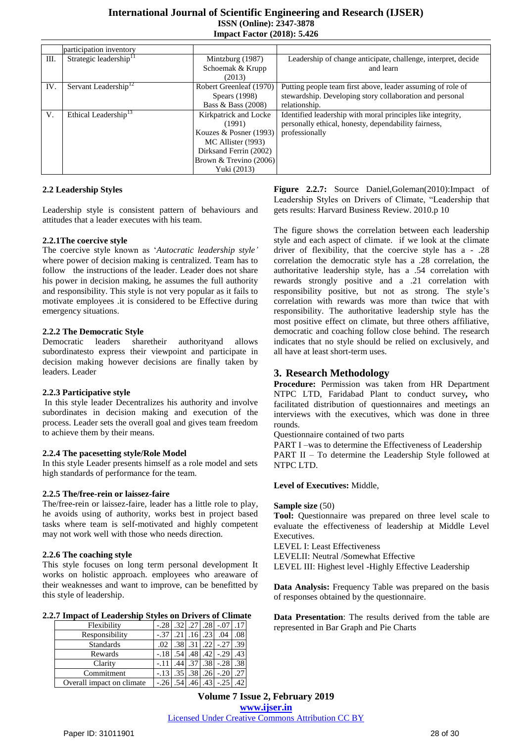| | participation inventory | | |
|---|---|---|---|
| III. | Strategic leadership[11] | Mintzburg (1987) Schoemak & Krupp (2013) | Leadership of change anticipate, challenge, interpret, decide and learn |
| IV. | Servant Leadership[12] | Robert Greenleaf (1970) Spears (1998) Bass & Bass (2008) | Putting people team first above, leader assuming of role of stewardship. Developing story collaboration and personal relationship. |
| V. | Ethical Leadership[13] | Kirkpatrick and Locke (1991) Kouzes & Posner (1993) MC Allister (!993) Dirksand Ferrin (2002) Brown & Trevino (2006) Yuki (2013) | Identified leadership with moral principles like integrity, personally ethical, honesty, dependability fairness, professionally |

### 2.2 Leadership Styles

Leadership style is consistent pattern of behaviours and attitudes that a leader executes with his team.

#### 2.2.1The coercive style

The coercive style known as '*Autocratic leadership style'* where power of decision making is centralized. Team has to follow the instructions of the leader. Leader does not share his power in decision making, he assumes the full authority and responsibility. This style is not very popular as it fails to motivate employees .it is considered to be Effective during emergency situations.

#### 2.2.2 The Democratic Style

Democratic leaders sharetheir authorityand allows subordinatesto express their viewpoint and participate in decision making however decisions are finally taken by leaders. Leader

#### 2.2.3 Participative style

In this style leader Decentralizes his authority and involve subordinates in decision making and execution of the process. Leader sets the overall goal and gives team freedom to achieve them by their means.

#### 2.2.4 The pacesetting style/Role Model

In this style Leader presents himself as a role model and sets high standards of performance for the team.

#### 2.2.5 The/free-rein or laissez-faire

The/free-rein or laissez-faire, leader has a little role to play, he avoids using of authority, works best in project based tasks where team is self-motivated and highly competent may not work well with those who needs direction.

#### 2.2.6 The coaching style

This style focuses on long term personal development It works on holistic approach. employees who areaware of their weaknesses and want to improve, can be benefitted by this style of leadership.

#### 2.2.7 Impact of Leadership Styles on Drivers of Climate

| | | | | | | |
|---|---|---|---|---|---|---|
| Flexibility | -.28 | .32 | .27 | .28 | -.07 | .17 |
| Responsibility | -.37 | .21 | .16 | .23 | .04 | .08 |
| Standards | .02 | .38 | .31 | .22 | -.27 | .39 |
| Rewards | -.18 | .54 | .48 | .42 | -.29 | .43 |
| Clarity | -.11 | .44 | .37 | .38 | -.28 | .38 |
| Commitment | -.13 | .35 | .38 | .26 | -.20 | .27 |
| Overall impact on climate | -.26 | .54 | .46 | .43 | -.25 | .42 |

**Figure 2.2.7:** Source Daniel,Goleman(2010):Impact of Leadership Styles on Drivers of Climate, "Leadership that gets results: Harvard Business Review. 2010.p 10

The figure shows the correlation between each leadership style and each aspect of climate. if we look at the climate driver of flexibility, that the coercive style has a - .28 correlation the democratic style has a .28 correlation, the authoritative leadership style, has a .54 correlation with rewards strongly positive and a .21 correlation with responsibility positive, but not as strong. The style's correlation with rewards was more than twice that with responsibility. The authoritative leadership style has the most positive effect on climate, but three others affiliative, democratic and coaching follow close behind. The research indicates that no style should be relied on exclusively, and all have at least short-term uses.

## 3. Research Methodology

**Procedure:** Permission was taken from HR Department NTPC LTD, Faridabad Plant to conduct survey**,** who facilitated distribution of questionnaires and meetings an interviews with the executives, which was done in three rounds.

Questionnaire contained of two parts

PART I –was to determine the Effectiveness of Leadership

PART II – To determine the Leadership Style followed at NTPC LTD.

**Level of Executives:** Middle,

**Sample size** (50)

**Tool:** Questionnaire was prepared on three level scale to evaluate the effectiveness of leadership at Middle Level Executives.

LEVEL I: Least Effectiveness

LEVELII: Neutral /Somewhat Effective

LEVEL III: Highest level -Highly Effective Leadership

**Data Analysis:** Frequency Table was prepared on the basis of responses obtained by the questionnaire.

**Data Presentation**: The results derived from the table are represented in Bar Graph and Pie Charts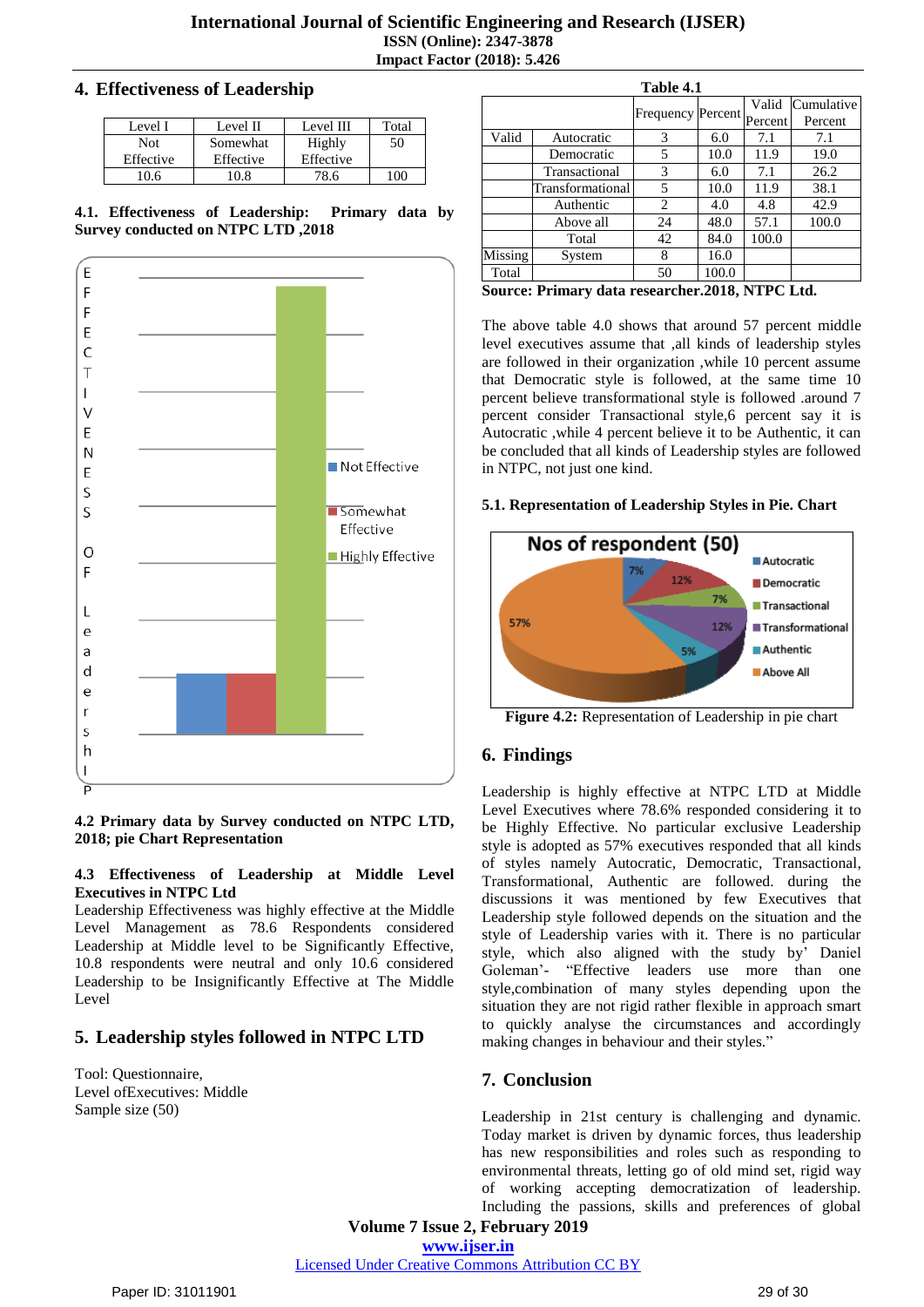## 4. Effectiveness of Leadership

| Level I | Level II | Level III | Total |
|---|---|---|---|
| Not Effective | Somewhat Effective | Highly Effective | 50 |
| 10.6 | 10.8 | 78.6 | 100 |

**4.1. Effectiveness of Leadership: Primary data by Survey conducted on NTPC LTD ,2018**

**4.2 Primary data by Survey conducted on NTPC LTD, 2018; pie Chart Representation**

**4.3 Effectiveness of Leadership at Middle Level Executives in NTPC Ltd**

Leadership Effectiveness was highly effective at the Middle Level Management as 78.6 Respondents considered Leadership at Middle level to be Significantly Effective, 10.8 respondents were neutral and only 10.6 considered Leadership to be Insignificantly Effective at The Middle Level

## 5. Leadership styles followed in NTPC LTD

Tool: Questionnaire,
Level ofExecutives: Middle
Sample size (50)

**Table 4.1**

| | | Frequency | Percent | Valid Percent | Cumulative Percent |
|---|---|---|---|---|---|
| Valid | Autocratic | 3 | 6.0 | 7.1 | 7.1 |
| | Democratic | 5 | 10.0 | 11.9 | 19.0 |
| | Transactional | 3 | 6.0 | 7.1 | 26.2 |
| | Transformational | 5 | 10.0 | 11.9 | 38.1 |
| | Authentic | 2 | 4.0 | 4.8 | 42.9 |
| | Above all | 24 | 48.0 | 57.1 | 100.0 |
| | Total | 42 | 84.0 | 100.0 | |
| Missing | System | 8 | 16.0 | | |
| Total | | 50 | 100.0 | | |

**Source: Primary data researcher.2018, NTPC Ltd.**

The above table 4.0 shows that around 57 percent middle level executives assume that ,all kinds of leadership styles are followed in their organization ,while 10 percent assume that Democratic style is followed, at the same time 10 percent believe transformational style is followed .around 7 percent consider Transactional style,6 percent say it is Autocratic ,while 4 percent believe it to be Authentic, it can be concluded that all kinds of Leadership styles are followed in NTPC, not just one kind.

**5.1. Representation of Leadership Styles in Pie. Chart**

**Figure 4.2:** Representation of Leadership in pie chart

## 6. Findings

Leadership is highly effective at NTPC LTD at Middle Level Executives where 78.6% responded considering it to be Highly Effective. No particular exclusive Leadership style is adopted as 57% executives responded that all kinds of styles namely Autocratic, Democratic, Transactional, Transformational, Authentic are followed. during the discussions it was mentioned by few Executives that Leadership style followed depends on the situation and the style of Leadership varies with it. There is no particular style, which also aligned with the study by' Daniel Goleman'- "Effective leaders use more than one style,combination of many styles depending upon the situation they are not rigid rather flexible in approach smart to quickly analyse the circumstances and accordingly making changes in behaviour and their styles."

## 7. Conclusion

Leadership in 21st century is challenging and dynamic. Today market is driven by dynamic forces, thus leadership has new responsibilities and roles such as responding to environmental threats, letting go of old mind set, rigid way of working accepting democratization of leadership. Including the passions, skills and preferences of global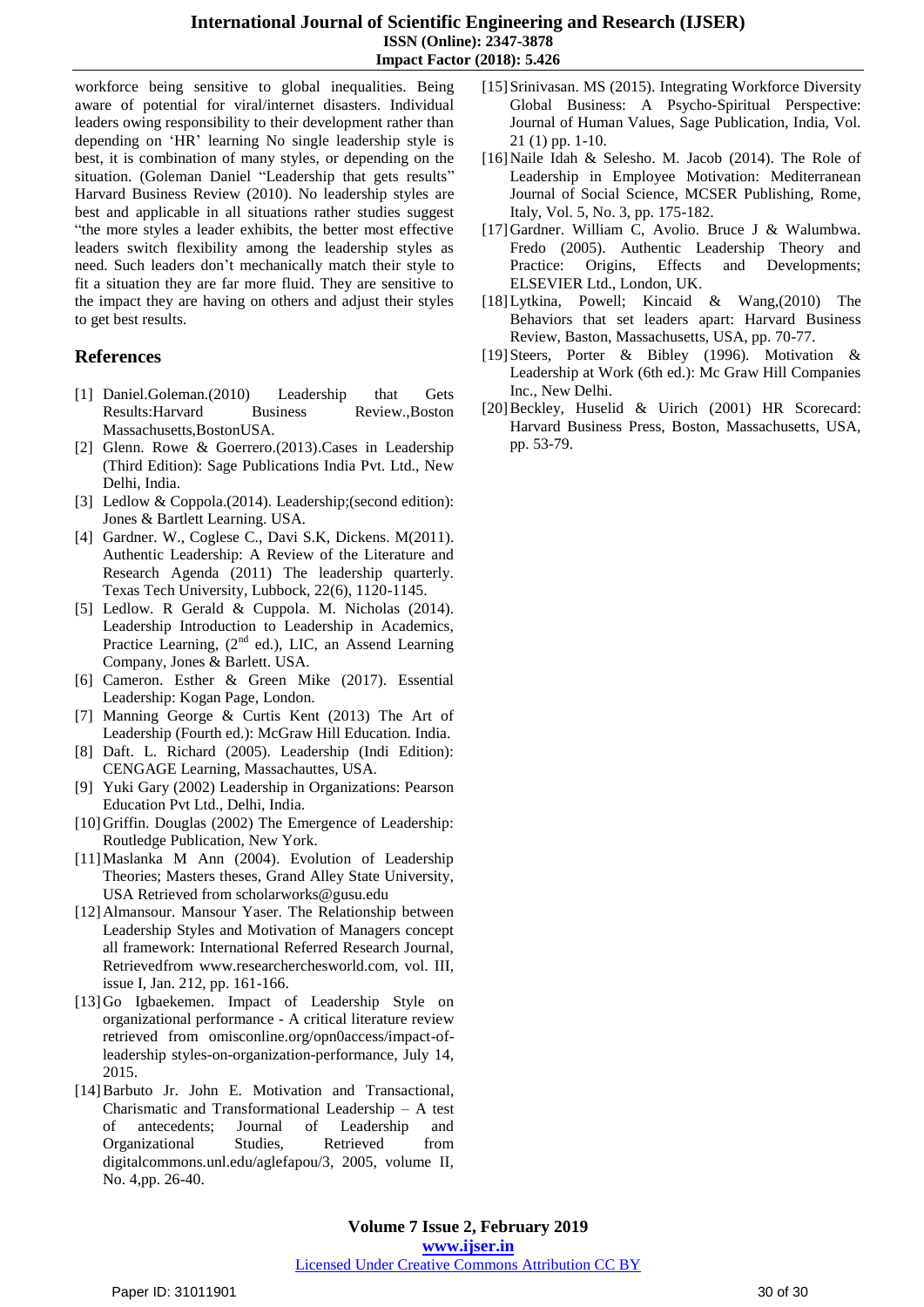workforce being sensitive to global inequalities. Being aware of potential for viral/internet disasters. Individual leaders owing responsibility to their development rather than depending on 'HR' learning No single leadership style is best, it is combination of many styles, or depending on the situation. (Goleman Daniel "Leadership that gets results" Harvard Business Review (2010). No leadership styles are best and applicable in all situations rather studies suggest "the more styles a leader exhibits, the better most effective leaders switch flexibility among the leadership styles as need. Such leaders don't mechanically match their style to fit a situation they are far more fluid. They are sensitive to the impact they are having on others and adjust their styles to get best results.

## References

[1] Daniel.Goleman.(2010) Leadership that Gets Results:Harvard Business Review.,Boston Massachusetts,BostonUSA.

[2] Glenn. Rowe & Goerrero.(2013).Cases in Leadership (Third Edition): Sage Publications India Pvt. Ltd., New Delhi, India.

[3] Ledlow & Coppola.(2014). Leadership;(second edition): Jones & Bartlett Learning. USA.

[4] Gardner. W., Coglese C., Davi S.K, Dickens. M(2011). Authentic Leadership: A Review of the Literature and Research Agenda (2011) The leadership quarterly. Texas Tech University, Lubbock, 22(6), 1120-1145.

[5] Ledlow. R Gerald & Cuppola. M. Nicholas (2014). Leadership Introduction to Leadership in Academics, Practice Learning, (2nd ed.), LIC, an Assend Learning Company, Jones & Barlett. USA.

[6] Cameron. Esther & Green Mike (2017). Essential Leadership: Kogan Page, London.

[7] Manning George & Curtis Kent (2013) The Art of Leadership (Fourth ed.): McGraw Hill Education. India.

[8] Daft. L. Richard (2005). Leadership (Indi Edition): CENGAGE Learning, Massachauttes, USA.

[9] Yuki Gary (2002) Leadership in Organizations: Pearson Education Pvt Ltd., Delhi, India.

[10] Griffin. Douglas (2002) The Emergence of Leadership: Routledge Publication, New York.

[11] Maslanka M Ann (2004). Evolution of Leadership Theories; Masters theses, Grand Alley State University, USA Retrieved from scholarworks@gusu.edu

[12] Almansour. Mansour Yaser. The Relationship between Leadership Styles and Motivation of Managers concept all framework: International Referred Research Journal, Retrievedfrom www.researcherchesworld.com, vol. III, issue I, Jan. 212, pp. 161-166.

[13] Go Igbaekemen. Impact of Leadership Style on organizational performance - A critical literature review retrieved from omisconline.org/opn0access/impact-of-leadership styles-on-organization-performance, July 14, 2015.

[14] Barbuto Jr. John E. Motivation and Transactional, Charismatic and Transformational Leadership – A test of antecedents; Journal of Leadership and Organizational Studies, Retrieved from digitalcommons.unl.edu/aglefapou/3, 2005, volume II, No. 4,pp. 26-40.

[15] Srinivasan. MS (2015). Integrating Workforce Diversity Global Business: A Psycho-Spiritual Perspective: Journal of Human Values, Sage Publication, India, Vol. 21 (1) pp. 1-10.

[16] Naile Idah & Selesho. M. Jacob (2014). The Role of Leadership in Employee Motivation: Mediterranean Journal of Social Science, MCSER Publishing, Rome, Italy, Vol. 5, No. 3, pp. 175-182.

[17] Gardner. William C, Avolio. Bruce J & Walumbwa. Fredo (2005). Authentic Leadership Theory and Practice: Origins, Effects and Developments; ELSEVIER Ltd., London, UK.

[18] Lytkina, Powell; Kincaid & Wang,(2010) The Behaviors that set leaders apart: Harvard Business Review, Baston, Massachusetts, USA, pp. 70-77.

[19] Steers, Porter & Bibley (1996). Motivation & Leadership at Work (6th ed.): Mc Graw Hill Companies Inc., New Delhi.

[20] Beckley, Huselid & Uirich (2001) HR Scorecard: Harvard Business Press, Boston, Massachusetts, USA, pp. 53-79.